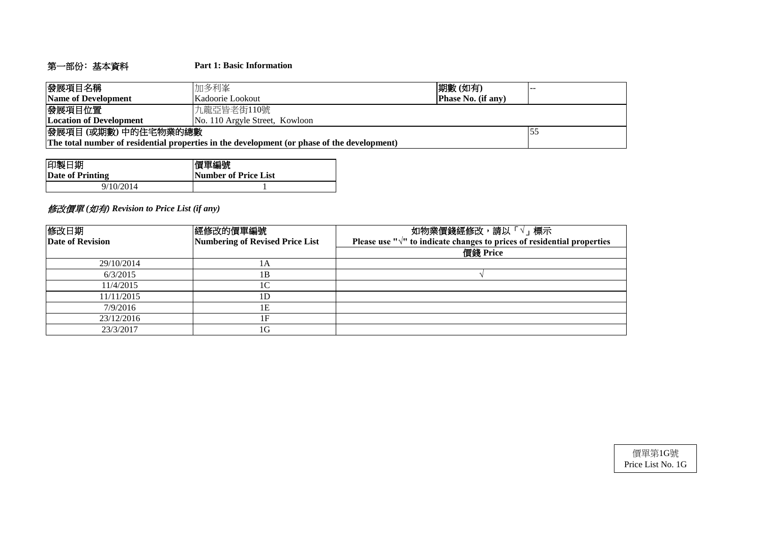## 第一部份：基本資料 Part 1: Basic Information

| 發展項目名稱<br>**Name of Development** | 加多利峯<br>Kadoorie Lookout | 期數 (如有)<br>**Phase No. (if any)** | -- |
|---|---|---|---|
| 發展項目位置<br>**Location of Development** | 九龍亞皆老街110號<br>No. 110 Argyle Street, Kowloon | | |
| 發展項目 (或期數) 中的住宅物業的總數<br>**The total number of residential properties in the development (or phase of the development)** | | | 55 |

| 印製日期<br>**Date of Printing** | 價單編號<br>**Number of Price List** |
|---|---|
| 9/10/2014 | 1 |

### *修改價單 (如有) Revision to Price List (if any)*

| 修改日期<br>**Date of Revision** | 經修改的價單編號<br>**Numbering of Revised Price List** | 如物業價錢經修改，請以「√」標示<br>**Please use "√" to indicate changes to prices of residential properties** |
|---|---|---|
| | | **價錢 Price** |
| 29/10/2014 | 1A | |
| 6/3/2015 | 1B | √ |
| 11/4/2015 | 1C | |
| 11/11/2015 | 1D | |
| 7/9/2016 | 1E | |
| 23/12/2016 | 1F | |
| 23/3/2017 | 1G | |

價單第1G號
Price List No. 1G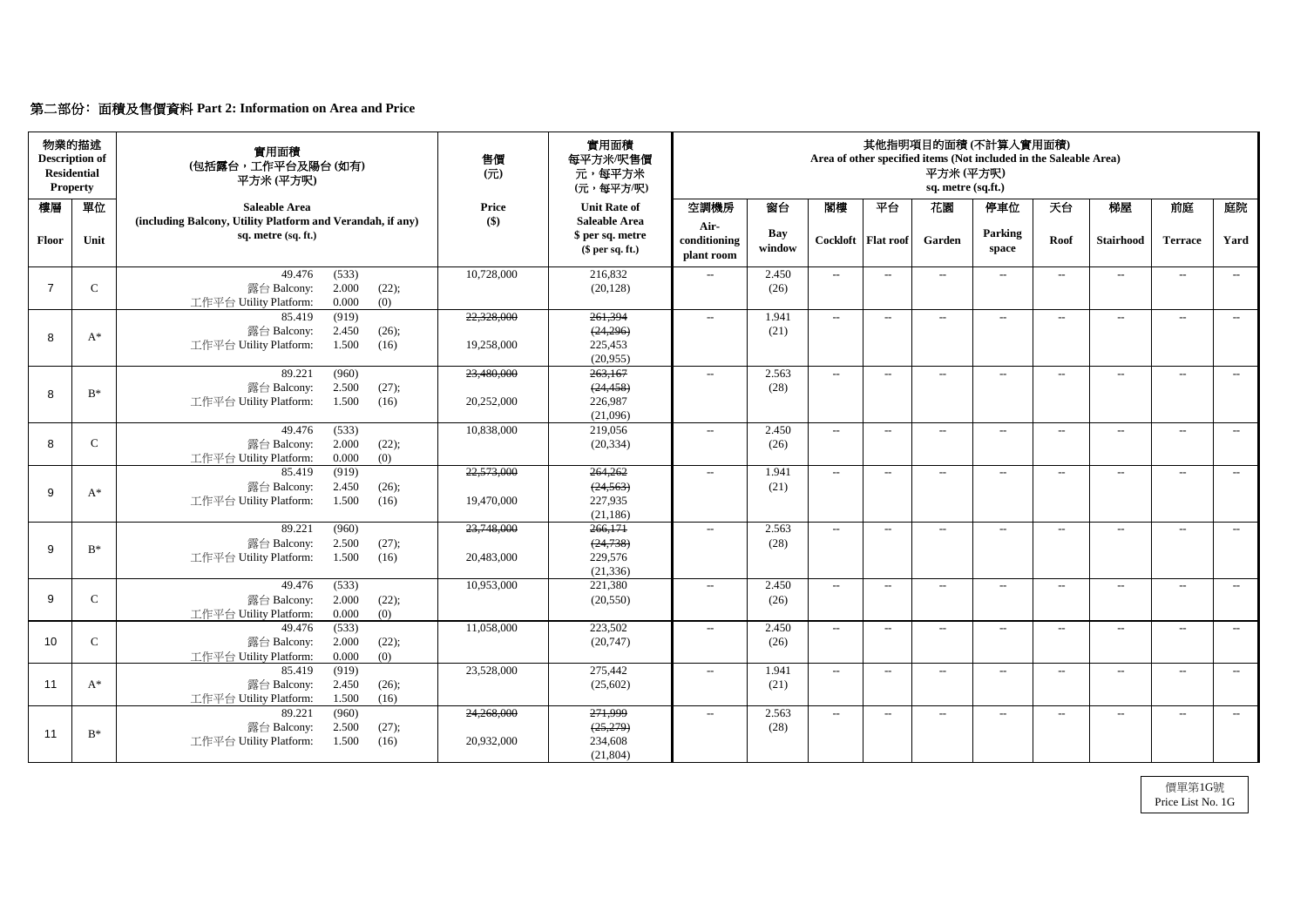## 第二部份：面積及售價資料 Part 2: Information on Area and Price

| 物業的描述 Description of Residential Property | | 實用面積 (包括露台，工作平台及陽台 (如有)) 平方米 (平方呎) | 售價 (元) | 實用面積 每平方米/呎售價 元，每平方米 (元，每平方/呎) | 其他指明項目的面積 (不計算入實用面積) Area of other specified items (Not included in the Saleable Area) 平方米 (平方呎) sq. metre (sq.ft.) | | | | | | | | | |
|---|---|---|---|---|---|---|---|---|---|---|---|---|---|---|
| 樓層 Floor | 單位 Unit | Saleable Area (including Balcony, Utility Platform and Verandah, if any) sq. metre (sq. ft.) | Price ($) | Unit Rate of Saleable Area $ per sq. metre ($ per sq. ft.) | 空調機房 Air-conditioning plant room | 窗台 Bay window | 閣樓 Cockloft | 平台 Flat roof | 花園 Garden | 停車位 Parking space | 天台 Roof | 梯屋 Stairhood | 前庭 Terrace | 庭院 Yard |
| 7 | C | 49.476 (533) 露台 Balcony: 2.000 (22); 工作平台 Utility Platform: 0.000 (0) | 10,728,000 | 216,832 (20,128) | -- | 2.450 (26) | -- | -- | -- | -- | -- | -- | -- | -- |
| 8 | A* | 85.419 (919) 露台 Balcony: 2.450 (26); 工作平台 Utility Platform: 1.500 (16) | ~~22,328,000~~ 19,258,000 | ~~261,394~~ ~~(24,296)~~ 225,453 (20,955) | -- | 1.941 (21) | -- | -- | -- | -- | -- | -- | -- | -- |
| 8 | B* | 89.221 (960) 露台 Balcony: 2.500 (27); 工作平台 Utility Platform: 1.500 (16) | ~~23,480,000~~ 20,252,000 | ~~263,167~~ ~~(24,458)~~ 226,987 (21,096) | -- | 2.563 (28) | -- | -- | -- | -- | -- | -- | -- | -- |
| 8 | C | 49.476 (533) 露台 Balcony: 2.000 (22); 工作平台 Utility Platform: 0.000 (0) | 10,838,000 | 219,056 (20,334) | -- | 2.450 (26) | -- | -- | -- | -- | -- | -- | -- | -- |
| 9 | A* | 85.419 (919) 露台 Balcony: 2.450 (26); 工作平台 Utility Platform: 1.500 (16) | ~~22,573,000~~ 19,470,000 | ~~264,262~~ ~~(24,563)~~ 227,935 (21,186) | -- | 1.941 (21) | -- | -- | -- | -- | -- | -- | -- | -- |
| 9 | B* | 89.221 (960) 露台 Balcony: 2.500 (27); 工作平台 Utility Platform: 1.500 (16) | ~~23,748,000~~ 20,483,000 | ~~266,171~~ ~~(24,738)~~ 229,576 (21,336) | -- | 2.563 (28) | -- | -- | -- | -- | -- | -- | -- | -- |
| 9 | C | 49.476 (533) 露台 Balcony: 2.000 (22); 工作平台 Utility Platform: 0.000 (0) | 10,953,000 | 221,380 (20,550) | -- | 2.450 (26) | -- | -- | -- | -- | -- | -- | -- | -- |
| 10 | C | 49.476 (533) 露台 Balcony: 2.000 (22); 工作平台 Utility Platform: 0.000 (0) | 11,058,000 | 223,502 (20,747) | -- | 2.450 (26) | -- | -- | -- | -- | -- | -- | -- | -- |
| 11 | A* | 85.419 (919) 露台 Balcony: 2.450 (26); 工作平台 Utility Platform: 1.500 (16) | 23,528,000 | 275,442 (25,602) | -- | 1.941 (21) | -- | -- | -- | -- | -- | -- | -- | -- |
| 11 | B* | 89.221 (960) 露台 Balcony: 2.500 (27); 工作平台 Utility Platform: 1.500 (16) | ~~24,268,000~~ 20,932,000 | ~~271,999~~ ~~(25,279)~~ 234,608 (21,804) | -- | 2.563 (28) | -- | -- | -- | -- | -- | -- | -- | -- |

價單第1G號
Price List No. 1G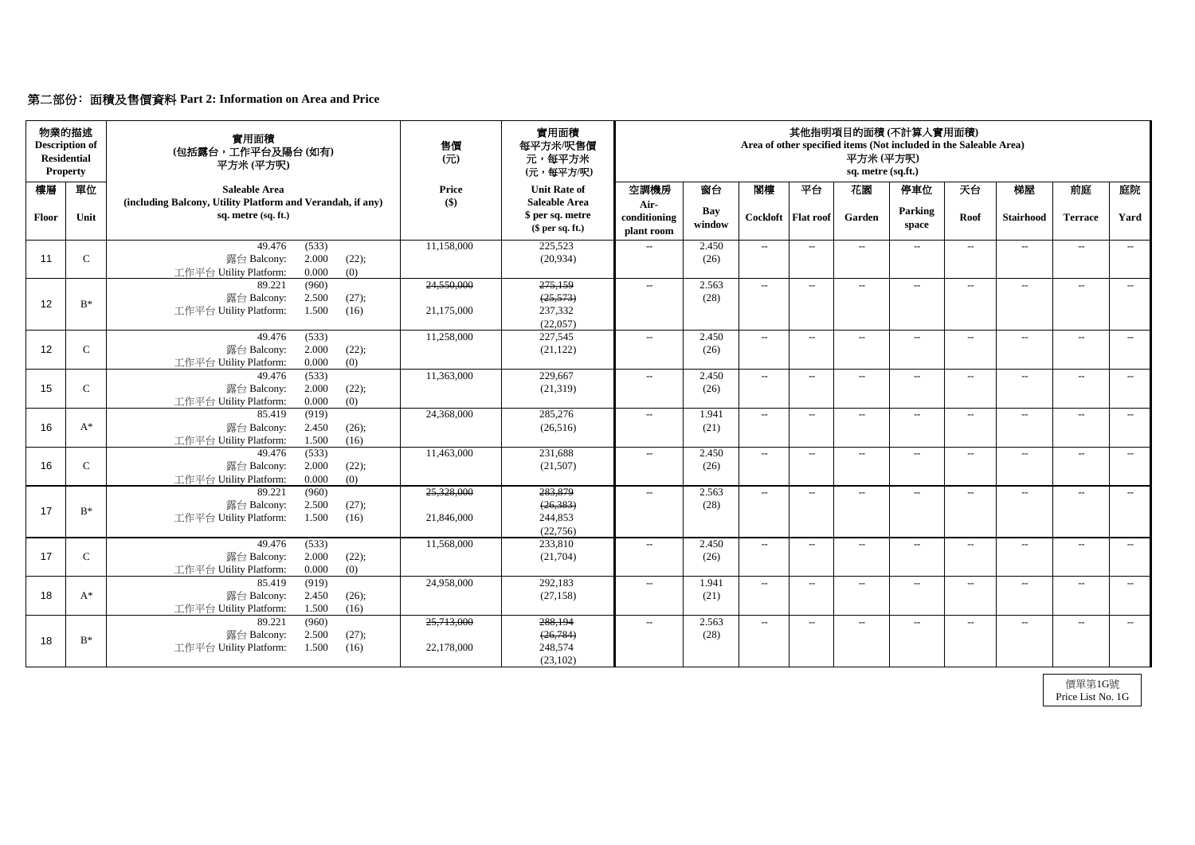## 第二部份﹕面積及售價資料 Part 2: Information on Area and Price

| 物業的描述 Description of Residential Property | | 實用面積 (包括露台，工作平台及陽台 (如有) 平方米 (平方呎) | 售價 (元) | 實用面積 每平方米/呎售價 元，每平方米 (元，每平方/呎) | 其他指明項目的面積 (不計算入實用面積) Area of other specified items (Not included in the Saleable Area) 平方米 (平方呎) sq. metre (sq.ft.) | | | | | | | | | |
|---|---|---|---|---|---|---|---|---|---|---|---|---|---|---|
| 樓層 Floor | 單位 Unit | Saleable Area (including Balcony, Utility Platform and Verandah, if any) sq. metre (sq. ft.) | Price ($) | Unit Rate of Saleable Area $ per sq. metre ($ per sq. ft.) | 空調機房 Air-conditioning plant room | 窗台 Bay window | 閣樓 Cockloft | 平台 Flat roof | 花園 Garden | 停車位 Parking space | 天台 Roof | 梯屋 Stairhood | 前庭 Terrace | 庭院 Yard |
| 11 | C | 49.476 (533) 露台 Balcony: 2.000 (22); 工作平台 Utility Platform: 0.000 (0) | 11,158,000 | 225,523 (20,934) | -- | 2.450 (26) | -- | -- | -- | -- | -- | -- | -- | -- |
| 12 | B* | 89.221 (960) 露台 Balcony: 2.500 (27); 工作平台 Utility Platform: 1.500 (16) | ~~24,550,000~~ 21,175,000 | ~~275,159 (25,573)~~ 237,332 (22,057) | -- | 2.563 (28) | -- | -- | -- | -- | -- | -- | -- | -- |
| 12 | C | 49.476 (533) 露台 Balcony: 2.000 (22); 工作平台 Utility Platform: 0.000 (0) | 11,258,000 | 227,545 (21,122) | -- | 2.450 (26) | -- | -- | -- | -- | -- | -- | -- | -- |
| 15 | C | 49.476 (533) 露台 Balcony: 2.000 (22); 工作平台 Utility Platform: 0.000 (0) | 11,363,000 | 229,667 (21,319) | -- | 2.450 (26) | -- | -- | -- | -- | -- | -- | -- | -- |
| 16 | A* | 85.419 (919) 露台 Balcony: 2.450 (26); 工作平台 Utility Platform: 1.500 (16) | 24,368,000 | 285,276 (26,516) | -- | 1.941 (21) | -- | -- | -- | -- | -- | -- | -- | -- |
| 16 | C | 49.476 (533) 露台 Balcony: 2.000 (22); 工作平台 Utility Platform: 0.000 (0) | 11,463,000 | 231,688 (21,507) | -- | 2.450 (26) | -- | -- | -- | -- | -- | -- | -- | -- |
| 17 | B* | 89.221 (960) 露台 Balcony: 2.500 (27); 工作平台 Utility Platform: 1.500 (16) | ~~25,328,000~~ 21,846,000 | ~~283,879 (26,383)~~ 244,853 (22,756) | -- | 2.563 (28) | -- | -- | -- | -- | -- | -- | -- | -- |
| 17 | C | 49.476 (533) 露台 Balcony: 2.000 (22); 工作平台 Utility Platform: 0.000 (0) | 11,568,000 | 233,810 (21,704) | -- | 2.450 (26) | -- | -- | -- | -- | -- | -- | -- | -- |
| 18 | A* | 85.419 (919) 露台 Balcony: 2.450 (26); 工作平台 Utility Platform: 1.500 (16) | 24,958,000 | 292,183 (27,158) | -- | 1.941 (21) | -- | -- | -- | -- | -- | -- | -- | -- |
| 18 | B* | 89.221 (960) 露台 Balcony: 2.500 (27); 工作平台 Utility Platform: 1.500 (16) | ~~25,713,000~~ 22,178,000 | ~~288,194 (26,784)~~ 248,574 (23,102) | -- | 2.563 (28) | -- | -- | -- | -- | -- | -- | -- | -- |

價單第1G號
Price List No. 1G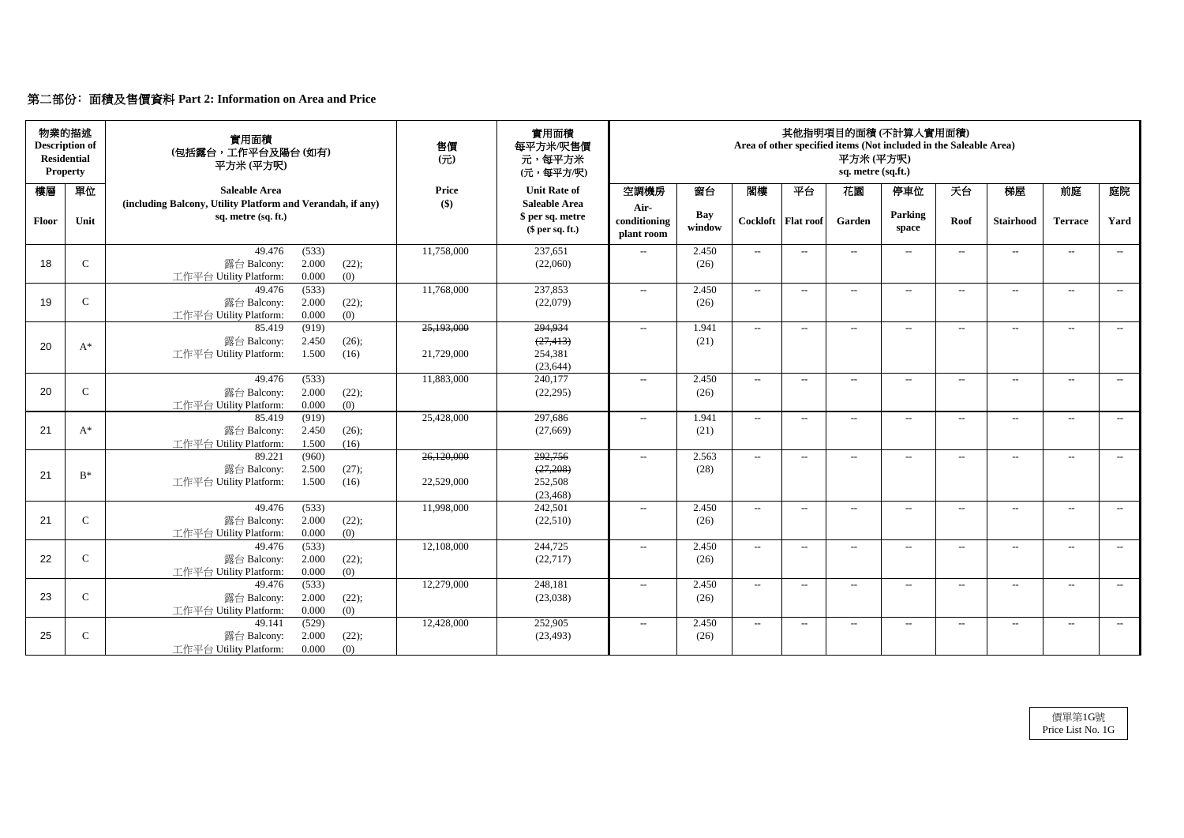## 第二部份：面積及售價資料 Part 2: Information on Area and Price

| 物業的描述 Description of Residential Property | | 實用面積 (包括露台，工作平台及陽台 (如有)) 平方米 (平方呎) | 售價 (元) | 實用面積 每平方米/呎售價 元，每平方米 (元，每平方/呎) | 其他指明項目的面積 (不計算入實用面積) Area of other specified items (Not included in the Saleable Area) 平方米 (平方呎) sq. metre (sq.ft.) | | | | | | | | | |
|---|---|---|---|---|---|---|---|---|---|---|---|---|---|---|
| 樓層 Floor | 單位 Unit | Saleable Area (including Balcony, Utility Platform and Verandah, if any) sq. metre (sq. ft.) | Price ($) | Unit Rate of Saleable Area $ per sq. metre ($ per sq. ft.) | 空調機房 Air-conditioning plant room | 窗台 Bay window | 閣樓 Cockloft | 平台 Flat roof | 花園 Garden | 停車位 Parking space | 天台 Roof | 梯屋 Stairhood | 前庭 Terrace | 庭院 Yard |
| 18 | C | 49.476 (533) 露台 Balcony: 2.000 (22); 工作平台 Utility Platform: 0.000 (0) | 11,758,000 | 237,651 (22,060) | -- | 2.450 (26) | -- | -- | -- | -- | -- | -- | -- | -- |
| 19 | C | 49.476 (533) 露台 Balcony: 2.000 (22); 工作平台 Utility Platform: 0.000 (0) | 11,768,000 | 237,853 (22,079) | -- | 2.450 (26) | -- | -- | -- | -- | -- | -- | -- | -- |
| 20 | A* | 85.419 (919) 露台 Balcony: 2.450 (26); 工作平台 Utility Platform: 1.500 (16) | ~~25,193,000~~ 21,729,000 | ~~294,934~~ ~~(27,413)~~ 254,381 (23,644) | -- | 1.941 (21) | -- | -- | -- | -- | -- | -- | -- | -- |
| 20 | C | 49.476 (533) 露台 Balcony: 2.000 (22); 工作平台 Utility Platform: 0.000 (0) | 11,883,000 | 240,177 (22,295) | -- | 2.450 (26) | -- | -- | -- | -- | -- | -- | -- | -- |
| 21 | A* | 85.419 (919) 露台 Balcony: 2.450 (26); 工作平台 Utility Platform: 1.500 (16) | 25,428,000 | 297,686 (27,669) | -- | 1.941 (21) | -- | -- | -- | -- | -- | -- | -- | -- |
| 21 | B* | 89.221 (960) 露台 Balcony: 2.500 (27); 工作平台 Utility Platform: 1.500 (16) | ~~26,120,000~~ 22,529,000 | ~~292,756~~ ~~(27,208)~~ 252,508 (23,468) | -- | 2.563 (28) | -- | -- | -- | -- | -- | -- | -- | -- |
| 21 | C | 49.476 (533) 露台 Balcony: 2.000 (22); 工作平台 Utility Platform: 0.000 (0) | 11,998,000 | 242,501 (22,510) | -- | 2.450 (26) | -- | -- | -- | -- | -- | -- | -- | -- |
| 22 | C | 49.476 (533) 露台 Balcony: 2.000 (22); 工作平台 Utility Platform: 0.000 (0) | 12,108,000 | 244,725 (22,717) | -- | 2.450 (26) | -- | -- | -- | -- | -- | -- | -- | -- |
| 23 | C | 49.476 (533) 露台 Balcony: 2.000 (22); 工作平台 Utility Platform: 0.000 (0) | 12,279,000 | 248,181 (23,038) | -- | 2.450 (26) | -- | -- | -- | -- | -- | -- | -- | -- |
| 25 | C | 49.141 (529) 露台 Balcony: 2.000 (22); 工作平台 Utility Platform: 0.000 (0) | 12,428,000 | 252,905 (23,493) | -- | 2.450 (26) | -- | -- | -- | -- | -- | -- | -- | -- |

價單第1G號
Price List No. 1G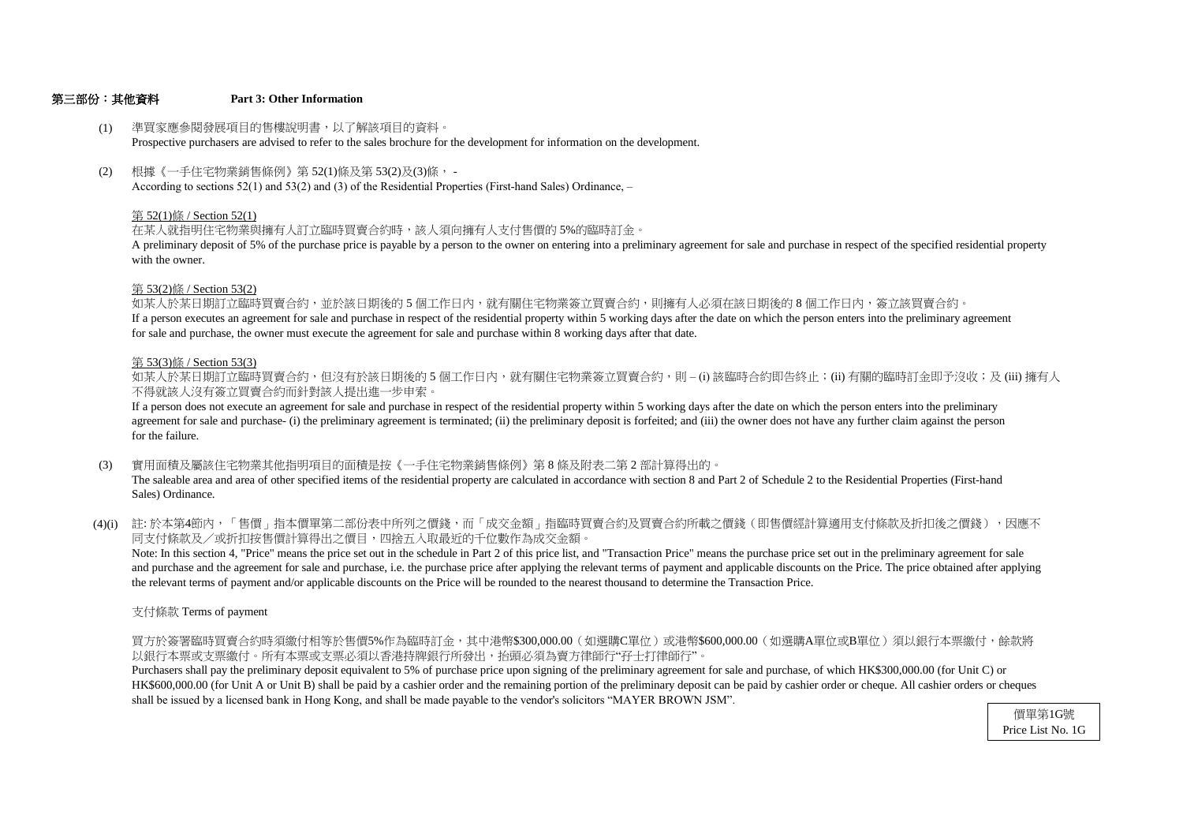## 第三部份：其他資料　Part 3: Other Information

(1) 準買家應參閱發展項目的售樓說明書，以了解該項目的資料。
Prospective purchasers are advised to refer to the sales brochure for the development for information on the development.

(2) 根據《一手住宅物業銷售條例》第 52(1)條及第 53(2)及(3)條， -
According to sections 52(1) and 53(2) and (3) of the Residential Properties (First-hand Sales) Ordinance, –

<u>第 52(1)條 / Section 52(1)</u>
在某人就指明住宅物業與擁有人訂立臨時買賣合約時，該人須向擁有人支付售價的 5%的臨時訂金。
A preliminary deposit of 5% of the purchase price is payable by a person to the owner on entering into a preliminary agreement for sale and purchase in respect of the specified residential property with the owner.

<u>第 53(2)條 / Section 53(2)</u>
如某人於某日期訂立臨時買賣合約，並於該日期後的 5 個工作日內，就有關住宅物業簽立買賣合約，則擁有人必須在該日期後的 8 個工作日內，簽立該買賣合約。
If a person executes an agreement for sale and purchase in respect of the residential property within 5 working days after the date on which the person enters into the preliminary agreement for sale and purchase, the owner must execute the agreement for sale and purchase within 8 working days after that date.

<u>第 53(3)條 / Section 53(3)</u>
如某人於某日期訂立臨時買賣合約，但沒有於該日期後的 5 個工作日內，就有關住宅物業簽立買賣合約，則 – (i) 該臨時合約即告終止；(ii) 有關的臨時訂金即予沒收；及 (iii) 擁有人不得就該人沒有簽立買賣合約而針對該人提出進一步申索。
If a person does not execute an agreement for sale and purchase in respect of the residential property within 5 working days after the date on which the person enters into the preliminary agreement for sale and purchase- (i) the preliminary agreement is terminated; (ii) the preliminary deposit is forfeited; and (iii) the owner does not have any further claim against the person for the failure.

(3) 實用面積及屬該住宅物業其他指明項目的面積是按《一手住宅物業銷售條例》第 8 條及附表二第 2 部計算得出的。
The saleable area and area of other specified items of the residential property are calculated in accordance with section 8 and Part 2 of Schedule 2 to the Residential Properties (First-hand Sales) Ordinance.

(4)(i) 註: 於本第4節內，「售價」指本價單第二部份表中所列之價錢，而「成交金額」指臨時買賣合約及買賣合約所載之價錢（即售價經計算適用支付條款及折扣後之價錢），因應不同支付條款及／或折扣按售價計算得出之價目，四捨五入取最近的千位數作為成交金額。
Note: In this section 4, "Price" means the price set out in the schedule in Part 2 of this price list, and "Transaction Price" means the purchase price set out in the preliminary agreement for sale and purchase and the agreement for sale and purchase, i.e. the purchase price after applying the relevant terms of payment and applicable discounts on the Price. The price obtained after applying the relevant terms of payment and/or applicable discounts on the Price will be rounded to the nearest thousand to determine the Transaction Price.

支付條款 Terms of payment

買方於簽署臨時買賣合約時須繳付相等於售價5%作為臨時訂金，其中港幣$300,000.00（如選購C單位）或港幣$600,000.00（如選購A單位或B單位）須以銀行本票繳付，餘款將以銀行本票或支票繳付。所有本票或支票必須以香港持牌銀行所發出，抬頭必須為賣方律師行"孖士打律師行"。
Purchasers shall pay the preliminary deposit equivalent to 5% of purchase price upon signing of the preliminary agreement for sale and purchase, of which HK$300,000.00 (for Unit C) or HK$600,000.00 (for Unit A or Unit B) shall be paid by a cashier order and the remaining portion of the preliminary deposit can be paid by cashier order or cheque. All cashier orders or cheques shall be issued by a licensed bank in Hong Kong, and shall be made payable to the vendor's solicitors "MAYER BROWN JSM".

價單第1G號
Price List No. 1G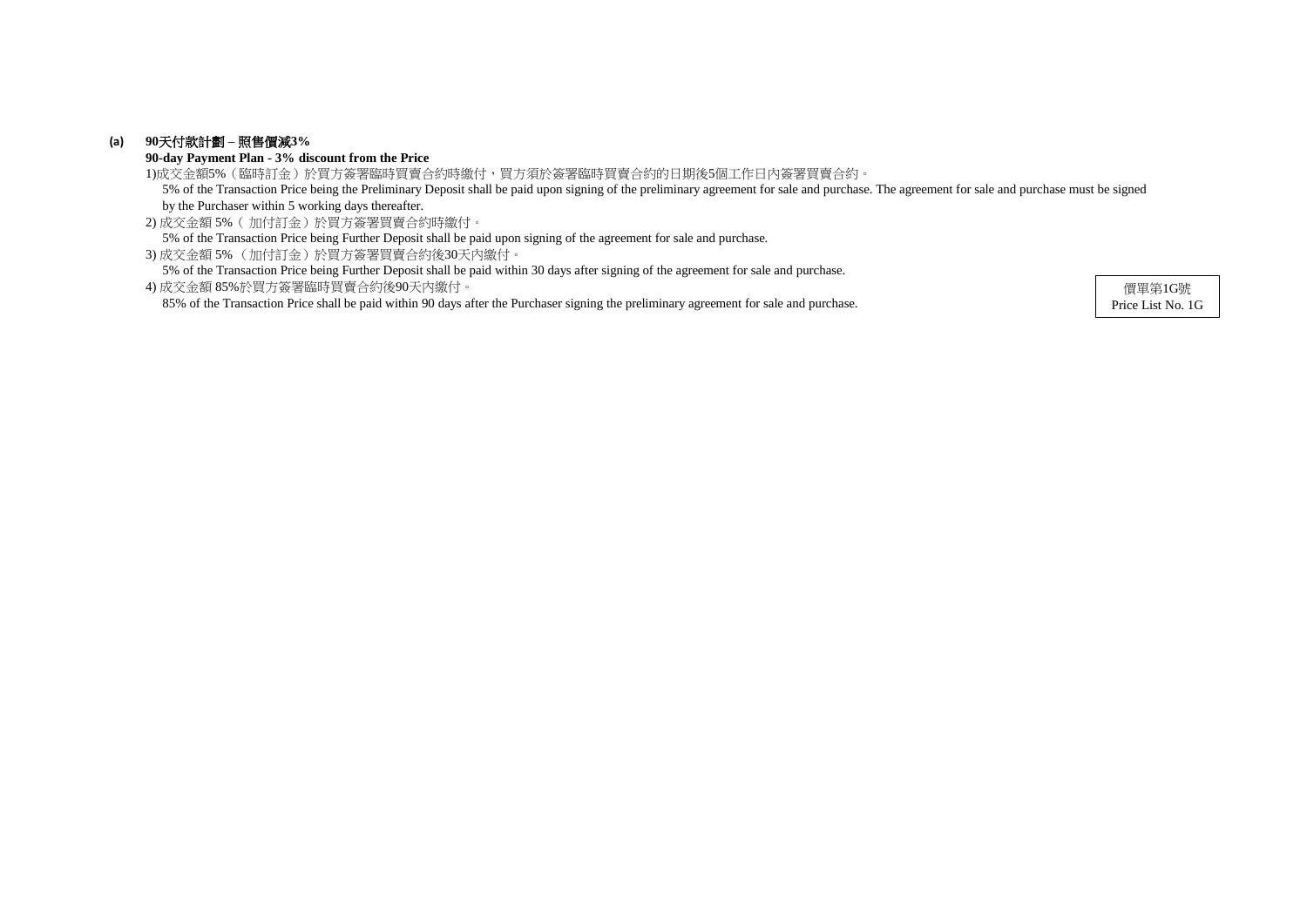**(a) 90天付款計劃 – 照售價減3%**
**90-day Payment Plan - 3% discount from the Price**

1)成交金額5%（臨時訂金）於買方簽署臨時買賣合約時繳付，買方須於簽署臨時買賣合約的日期後5個工作日內簽署買賣合約。
5% of the Transaction Price being the Preliminary Deposit shall be paid upon signing of the preliminary agreement for sale and purchase. The agreement for sale and purchase must be signed by the Purchaser within 5 working days thereafter.

2) 成交金額 5%（ 加付訂金）於買方簽署買賣合約時繳付。
5% of the Transaction Price being Further Deposit shall be paid upon signing of the agreement for sale and purchase.

3) 成交金額 5%（加付訂金）於買方簽署買賣合約後30天內繳付。
5% of the Transaction Price being Further Deposit shall be paid within 30 days after signing of the agreement for sale and purchase.

4) 成交金額 85%於買方簽署臨時買賣合約後90天內繳付。
85% of the Transaction Price shall be paid within 90 days after the Purchaser signing the preliminary agreement for sale and purchase.

價單第1G號
Price List No. 1G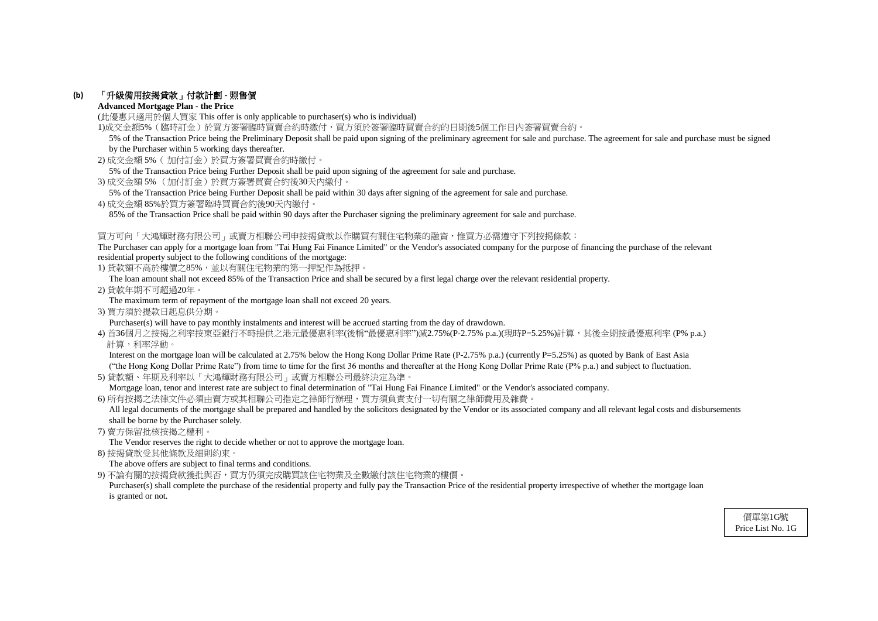**(b) 「升級備用按揭貸款」付款計劃 - 照售價**

**Advanced Mortgage Plan - the Price**

(此優惠只適用於個人買家 This offer is only applicable to purchaser(s) who is individual)

1)成交金額5%（臨時訂金）於買方簽署臨時買賣合約時繳付，買方須於簽署臨時買賣合約的日期後5個工作日內簽署買賣合約。

5% of the Transaction Price being the Preliminary Deposit shall be paid upon signing of the preliminary agreement for sale and purchase. The agreement for sale and purchase must be signed by the Purchaser within 5 working days thereafter.

2) 成交金額 5%（ 加付訂金）於買方簽署買賣合約時繳付。

5% of the Transaction Price being Further Deposit shall be paid upon signing of the agreement for sale and purchase.

3) 成交金額 5% （加付訂金）於買方簽署買賣合約後30天內繳付。

5% of the Transaction Price being Further Deposit shall be paid within 30 days after signing of the agreement for sale and purchase.

4) 成交金額 85%於買方簽署臨時買賣合約後90天內繳付。

85% of the Transaction Price shall be paid within 90 days after the Purchaser signing the preliminary agreement for sale and purchase.

買方可向「大鴻輝財務有限公司」或賣方相聯公司申按揭貸款以作購買有關住宅物業的融資，惟買方必需遵守下列按揭條款：

The Purchaser can apply for a mortgage loan from "Tai Hung Fai Finance Limited" or the Vendor's associated company for the purpose of financing the purchase of the relevant residential property subject to the following conditions of the mortgage:

1) 貸款額不高於樓價之85%，並以有關住宅物業的第一押記作為抵押。

The loan amount shall not exceed 85% of the Transaction Price and shall be secured by a first legal charge over the relevant residential property.

2) 貸款年期不可超過20年。

The maximum term of repayment of the mortgage loan shall not exceed 20 years.

3) 買方須於提款日起息供分期。

Purchaser(s) will have to pay monthly instalments and interest will be accrued starting from the day of drawdown.

4) 首36個月之按揭之利率按東亞銀行不時提供之港元最優惠利率(後稱"最優惠利率")減2.75%(P-2.75% p.a.)(現時P=5.25%)計算，其後全期按最優惠利率 (P% p.a.) 計算，利率浮動。

Interest on the mortgage loan will be calculated at 2.75% below the Hong Kong Dollar Prime Rate (P-2.75% p.a.) (currently P=5.25%) as quoted by Bank of East Asia ("the Hong Kong Dollar Prime Rate") from time to time for the first 36 months and thereafter at the Hong Kong Dollar Prime Rate (P% p.a.) and subject to fluctuation.

5) 貸款額、年期及利率以「大鴻輝財務有限公司」或賣方相聯公司最終決定為準。

Mortgage loan, tenor and interest rate are subject to final determination of "Tai Hung Fai Finance Limited" or the Vendor's associated company.

6) 所有按揭之法律文件必須由賣方或其相聯公司指定之律師行辦理，買方須負責支付一切有關之律師費用及雜費。

All legal documents of the mortgage shall be prepared and handled by the solicitors designated by the Vendor or its associated company and all relevant legal costs and disbursements shall be borne by the Purchaser solely.

7) 賣方保留批核按揭之權利。

The Vendor reserves the right to decide whether or not to approve the mortgage loan.

8) 按揭貸款受其他條款及細則約束。

The above offers are subject to final terms and conditions.

9) 不論有關的按揭貸款獲批與否，買方仍須完成購買該住宅物業及全數繳付該住宅物業的樓價。

Purchaser(s) shall complete the purchase of the residential property and fully pay the Transaction Price of the residential property irrespective of whether the mortgage loan is granted or not.

價單第1G號
Price List No. 1G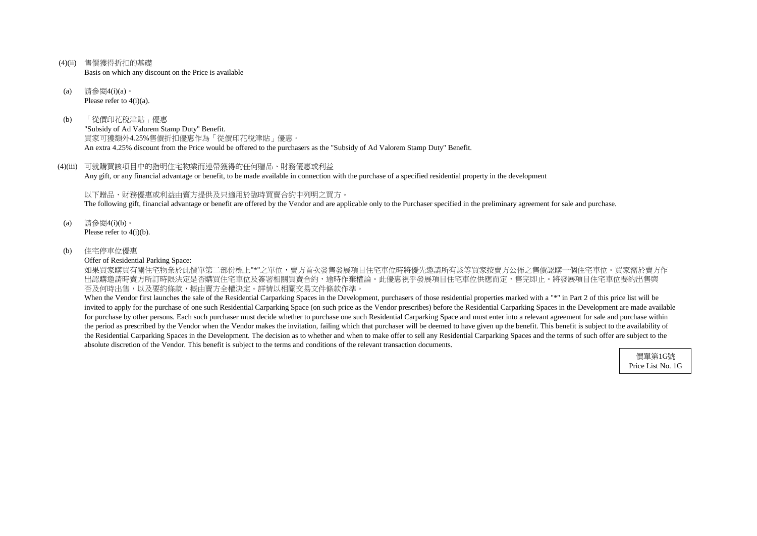(4)(ii) 售價獲得折扣的基礎
Basis on which any discount on the Price is available

(a) 請參閱4(i)(a)。
Please refer to 4(i)(a).

(b) 「從價印花稅津貼」優惠
"Subsidy of Ad Valorem Stamp Duty" Benefit.
買家可獲額外4.25%售價折扣優惠作為「從價印花稅津貼」優惠。
An extra 4.25% discount from the Price would be offered to the purchasers as the "Subsidy of Ad Valorem Stamp Duty" Benefit.

(4)(iii) 可就購買該項目中的指明住宅物業而連帶獲得的任何贈品、財務優惠或利益
Any gift, or any financial advantage or benefit, to be made available in connection with the purchase of a specified residential property in the development

以下贈品、財務優惠或利益由賣方提供及只適用於臨時買賣合約中列明之買方。
The following gift, financial advantage or benefit are offered by the Vendor and are applicable only to the Purchaser specified in the preliminary agreement for sale and purchase.

(a) 請參閱4(i)(b)。
Please refer to 4(i)(b).

(b) 住宅停車位優惠
Offer of Residential Parking Space:
如果買家購買有關住宅物業於此價單第二部份標上"*"之單位，賣方首次發售發展項目住宅車位時將優先邀請所有該等買家按賣方公佈之售價認購一個住宅車位。買家需於賣方作出認購邀請時賣方所訂時限決定是否購買住宅車位及簽署相關買賣合約，逾時作棄權論。此優惠視乎發展項目住宅車位供應而定，售完即止。將發展項目住宅車位要約出售與否及何時出售，以及要約條款，概由賣方全權決定。詳情以相關交易文件條款作準。
When the Vendor first launches the sale of the Residential Carparking Spaces in the Development, purchasers of those residential properties marked with a "*" in Part 2 of this price list will be invited to apply for the purchase of one such Residential Carparking Space (on such price as the Vendor prescribes) before the Residential Carparking Spaces in the Development are made available for purchase by other persons. Each such purchaser must decide whether to purchase one such Residential Carparking Space and must enter into a relevant agreement for sale and purchase within the period as prescribed by the Vendor when the Vendor makes the invitation, failing which that purchaser will be deemed to have given up the benefit. This benefit is subject to the availability of the Residential Carparking Spaces in the Development. The decision as to whether and when to make offer to sell any Residential Carparking Spaces and the terms of such offer are subject to the absolute discretion of the Vendor. This benefit is subject to the terms and conditions of the relevant transaction documents.

價單第1G號
Price List No. 1G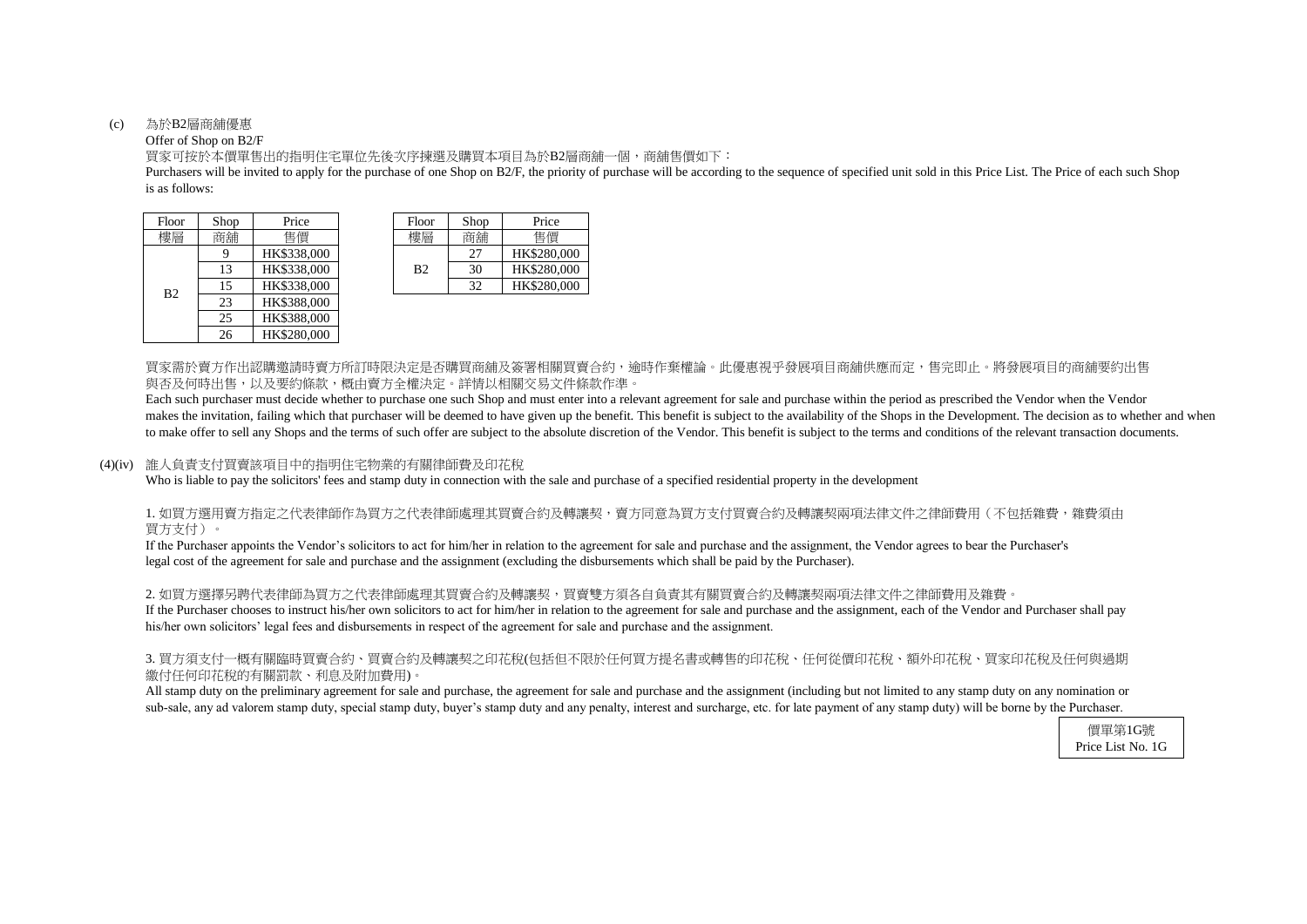(c) 為於B2層商舖優惠

Offer of Shop on B2/F

買家可按於本價單售出的指明住宅單位先後次序揀選及購買本項目為於B2層商舖一個，商舖售價如下：

Purchasers will be invited to apply for the purchase of one Shop on B2/F, the priority of purchase will be according to the sequence of specified unit sold in this Price List. The Price of each such Shop is as follows:

| Floor 樓層 | Shop 商舖 | Price 售價 |
|---|---|---|
| B2 | 9 | HK$338,000 |
| | 13 | HK$338,000 |
| | 15 | HK$338,000 |
| | 23 | HK$388,000 |
| | 25 | HK$388,000 |
| | 26 | HK$280,000 |

| Floor 樓層 | Shop 商舖 | Price 售價 |
|---|---|---|
| B2 | 27 | HK$280,000 |
| | 30 | HK$280,000 |
| | 32 | HK$280,000 |

買家需於賣方作出認購邀請時賣方所訂時限決定是否購買商舖及簽署相關買賣合約，逾時作棄權論。此優惠視乎發展項目商舖供應而定，售完即止。將發展項目的商舖要約出售與否及何時出售，以及要約條款，概由賣方全權決定。詳情以相關交易文件條款作準。

Each such purchaser must decide whether to purchase one such Shop and must enter into a relevant agreement for sale and purchase within the period as prescribed the Vendor when the Vendor makes the invitation, failing which that purchaser will be deemed to have given up the benefit. This benefit is subject to the availability of the Shops in the Development. The decision as to whether and when to make offer to sell any Shops and the terms of such offer are subject to the absolute discretion of the Vendor. This benefit is subject to the terms and conditions of the relevant transaction documents.

(4)(iv) 誰人負責支付買賣該項目中的指明住宅物業的有關律師費及印花稅

Who is liable to pay the solicitors' fees and stamp duty in connection with the sale and purchase of a specified residential property in the development

1. 如買方選用賣方指定之代表律師作為買方之代表律師處理其買賣合約及轉讓契，賣方同意為買方支付買賣合約及轉讓契兩項法律文件之律師費用（不包括雜費，雜費須由買方支付）。

If the Purchaser appoints the Vendor's solicitors to act for him/her in relation to the agreement for sale and purchase and the assignment, the Vendor agrees to bear the Purchaser's legal cost of the agreement for sale and purchase and the assignment (excluding the disbursements which shall be paid by the Purchaser).

2. 如買方選擇另聘代表律師為買方之代表律師處理其買賣合約及轉讓契，買賣雙方須各自負責其有關買賣合約及轉讓契兩項法律文件之律師費用及雜費。

If the Purchaser chooses to instruct his/her own solicitors to act for him/her in relation to the agreement for sale and purchase and the assignment, each of the Vendor and Purchaser shall pay his/her own solicitors' legal fees and disbursements in respect of the agreement for sale and purchase and the assignment.

3. 買方須支付一概有關臨時買賣合約、買賣合約及轉讓契之印花稅(包括但不限於任何買方提名書或轉售的印花稅、任何從價印花稅、額外印花稅、買家印花稅及任何與過期繳付任何印花稅的有關罰款、利息及附加費用)。

All stamp duty on the preliminary agreement for sale and purchase, the agreement for sale and purchase and the assignment (including but not limited to any stamp duty on any nomination or sub-sale, any ad valorem stamp duty, special stamp duty, buyer's stamp duty and any penalty, interest and surcharge, etc. for late payment of any stamp duty) will be borne by the Purchaser.

價單第1G號
Price List No. 1G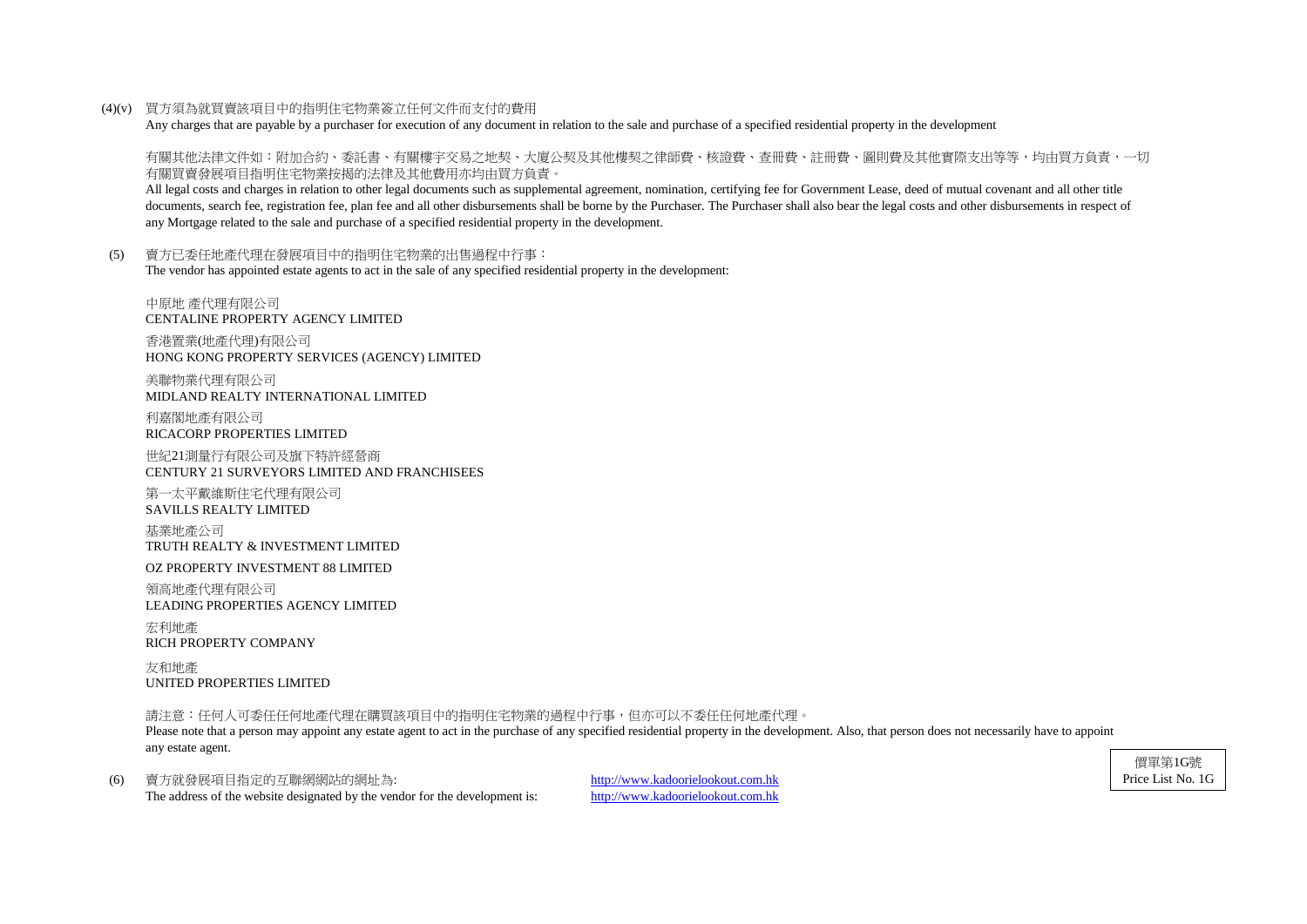(4)(v) 買方須為就買賣該項目中的指明住宅物業簽立任何文件而支付的費用

Any charges that are payable by a purchaser for execution of any document in relation to the sale and purchase of a specified residential property in the development

有關其他法律文件如：附加合約、委託書、有關樓宇交易之地契、大廈公契及其他樓契之律師費、核證費、查冊費、註冊費、圖則費及其他實際支出等等，均由買方負責，一切有關買賣發展項目指明住宅物業按揭的法律及其他費用亦均由買方負責。

All legal costs and charges in relation to other legal documents such as supplemental agreement, nomination, certifying fee for Government Lease, deed of mutual covenant and all other title documents, search fee, registration fee, plan fee and all other disbursements shall be borne by the Purchaser. The Purchaser shall also bear the legal costs and other disbursements in respect of any Mortgage related to the sale and purchase of a specified residential property in the development.

(5) 賣方已委任地產代理在發展項目中的指明住宅物業的出售過程中行事：

The vendor has appointed estate agents to act in the sale of any specified residential property in the development:

中原地 產代理有限公司
CENTALINE PROPERTY AGENCY LIMITED

香港置業(地產代理)有限公司
HONG KONG PROPERTY SERVICES (AGENCY) LIMITED

美聯物業代理有限公司
MIDLAND REALTY INTERNATIONAL LIMITED

利嘉閣地產有限公司
RICACORP PROPERTIES LIMITED

世紀21測量行有限公司及旗下特許經營商
CENTURY 21 SURVEYORS LIMITED AND FRANCHISEES

第一太平戴維斯住宅代理有限公司
SAVILLS REALTY LIMITED

基業地產公司
TRUTH REALTY & INVESTMENT LIMITED

OZ PROPERTY INVESTMENT 88 LIMITED

領高地產代理有限公司
LEADING PROPERTIES AGENCY LIMITED

宏利地產
RICH PROPERTY COMPANY

友和地產
UNITED PROPERTIES LIMITED

請注意：任何人可委任任何地產代理在購買該項目中的指明住宅物業的過程中行事，但亦可以不委任任何地產代理。

Please note that a person may appoint any estate agent to act in the purchase of any specified residential property in the development. Also, that person does not necessarily have to appoint any estate agent.

(6) 賣方就發展項目指定的互聯網網站的網址為: http://www.kadoorielookout.com.hk

The address of the website designated by the vendor for the development is: http://www.kadoorielookout.com.hk

價單第1G號
Price List No. 1G